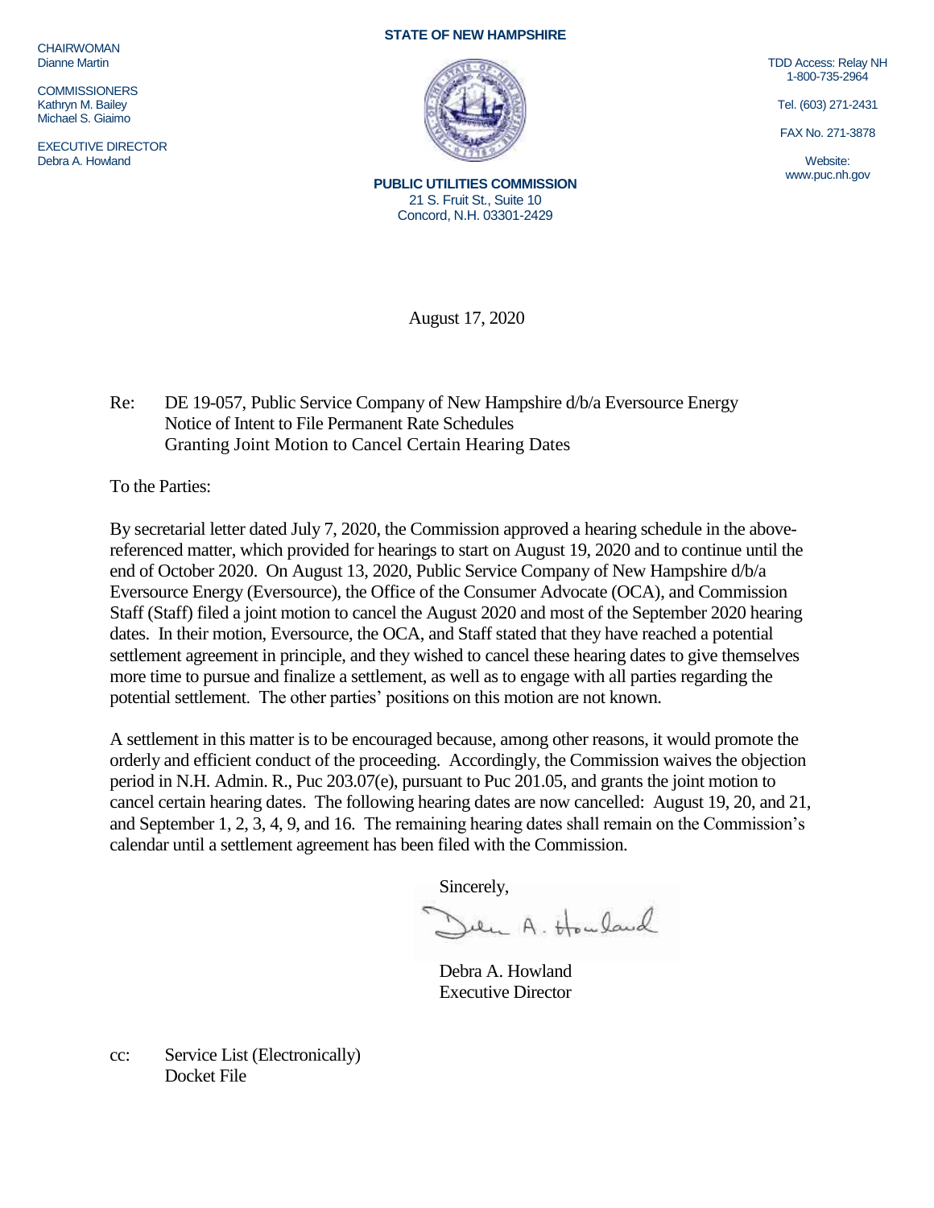CHAIRWOMAN
Dianne Martin

COMMISSIONERS
Kathryn M. Bailey
Michael S. Giaimo

EXECUTIVE DIRECTOR
Debra A. Howland

**STATE OF NEW HAMPSHIRE**

**PUBLIC UTILITIES COMMISSION**
21 S. Fruit St., Suite 10
Concord, N.H. 03301-2429

TDD Access: Relay NH
1-800-735-2964

Tel. (603) 271-2431

FAX No. 271-3878

Website:
www.puc.nh.gov

August 17, 2020

Re: DE 19-057, Public Service Company of New Hampshire d/b/a Eversource Energy
Notice of Intent to File Permanent Rate Schedules
Granting Joint Motion to Cancel Certain Hearing Dates

To the Parties:

By secretarial letter dated July 7, 2020, the Commission approved a hearing schedule in the above-referenced matter, which provided for hearings to start on August 19, 2020 and to continue until the end of October 2020. On August 13, 2020, Public Service Company of New Hampshire d/b/a Eversource Energy (Eversource), the Office of the Consumer Advocate (OCA), and Commission Staff (Staff) filed a joint motion to cancel the August 2020 and most of the September 2020 hearing dates. In their motion, Eversource, the OCA, and Staff stated that they have reached a potential settlement agreement in principle, and they wished to cancel these hearing dates to give themselves more time to pursue and finalize a settlement, as well as to engage with all parties regarding the potential settlement. The other parties' positions on this motion are not known.

A settlement in this matter is to be encouraged because, among other reasons, it would promote the orderly and efficient conduct of the proceeding. Accordingly, the Commission waives the objection period in N.H. Admin. R., Puc 203.07(e), pursuant to Puc 201.05, and grants the joint motion to cancel certain hearing dates. The following hearing dates are now cancelled: August 19, 20, and 21, and September 1, 2, 3, 4, 9, and 16. The remaining hearing dates shall remain on the Commission's calendar until a settlement agreement has been filed with the Commission.

Sincerely,

Debra A. Howland
Executive Director

cc: Service List (Electronically)
Docket File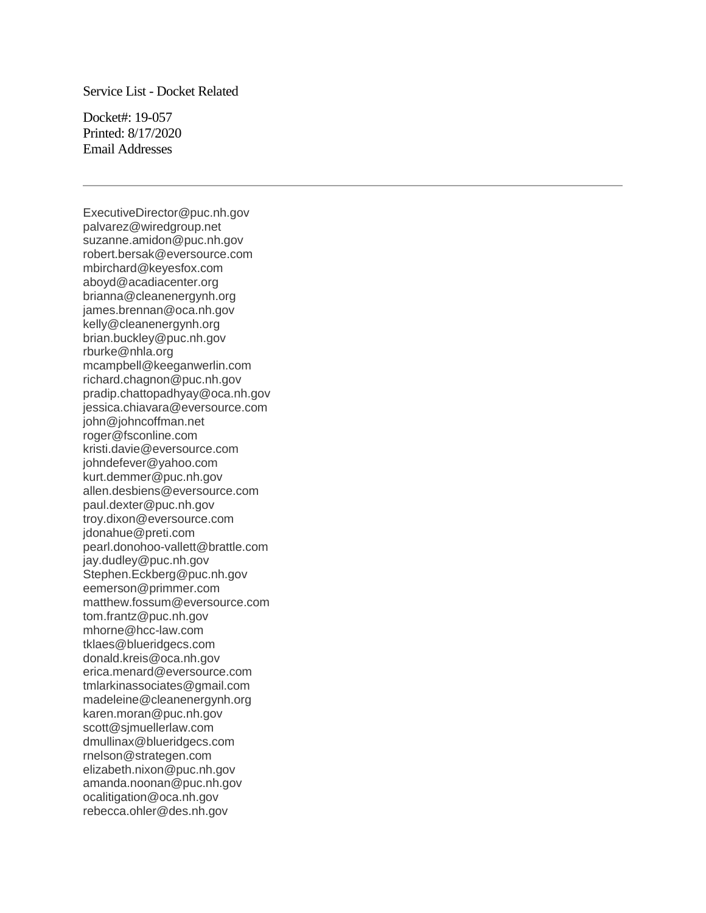Service List - Docket Related

Docket#: 19-057
Printed: 8/17/2020
Email Addresses

---

ExecutiveDirector@puc.nh.gov
palvarez@wiredgroup.net
suzanne.amidon@puc.nh.gov
robert.bersak@eversource.com
mbirchard@keyesfox.com
aboyd@acadiacenter.org
brianna@cleanenergynh.org
james.brennan@oca.nh.gov
kelly@cleanenergynh.org
brian.buckley@puc.nh.gov
rburke@nhla.org
mcampbell@keeganwerlin.com
richard.chagnon@puc.nh.gov
pradip.chattopadhyay@oca.nh.gov
jessica.chiavara@eversource.com
john@johncoffman.net
roger@fsconline.com
kristi.davie@eversource.com
johndefever@yahoo.com
kurt.demmer@puc.nh.gov
allen.desbiens@eversource.com
paul.dexter@puc.nh.gov
troy.dixon@eversource.com
jdonahue@preti.com
pearl.donohoo-vallett@brattle.com
jay.dudley@puc.nh.gov
Stephen.Eckberg@puc.nh.gov
eemerson@primmer.com
matthew.fossum@eversource.com
tom.frantz@puc.nh.gov
mhorne@hcc-law.com
tklaes@blueridgecs.com
donald.kreis@oca.nh.gov
erica.menard@eversource.com
tmlarkinassociates@gmail.com
madeleine@cleanenergynh.org
karen.moran@puc.nh.gov
scott@sjmuellerlaw.com
dmullinax@blueridgecs.com
rnelson@strategen.com
elizabeth.nixon@puc.nh.gov
amanda.noonan@puc.nh.gov
ocalitigation@oca.nh.gov
rebecca.ohler@des.nh.gov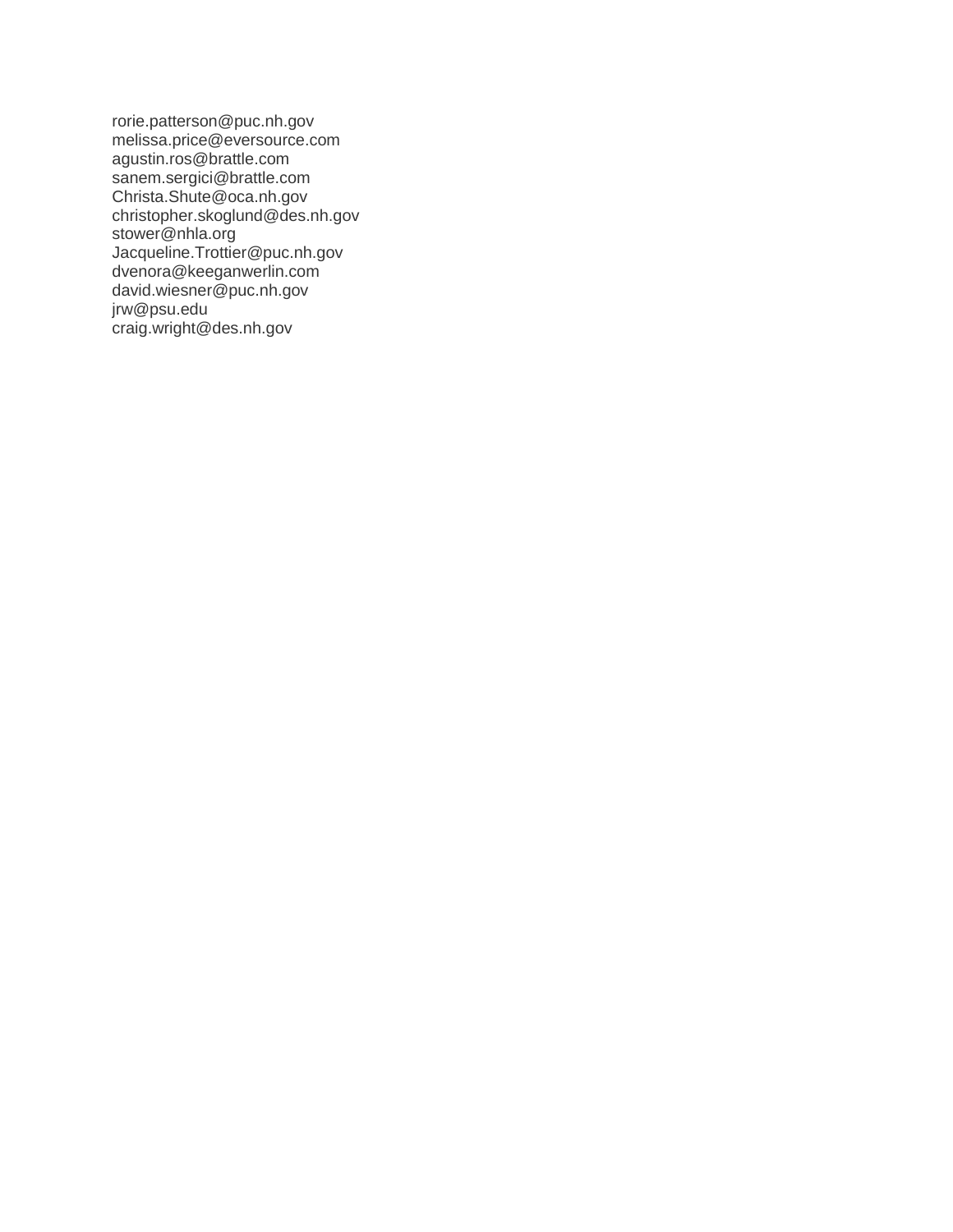rorie.patterson@puc.nh.gov
melissa.price@eversource.com
agustin.ros@brattle.com
sanem.sergici@brattle.com
Christa.Shute@oca.nh.gov
christopher.skoglund@des.nh.gov
stower@nhla.org
Jacqueline.Trottier@puc.nh.gov
dvenora@keeganwerlin.com
david.wiesner@puc.nh.gov
jrw@psu.edu
craig.wright@des.nh.gov